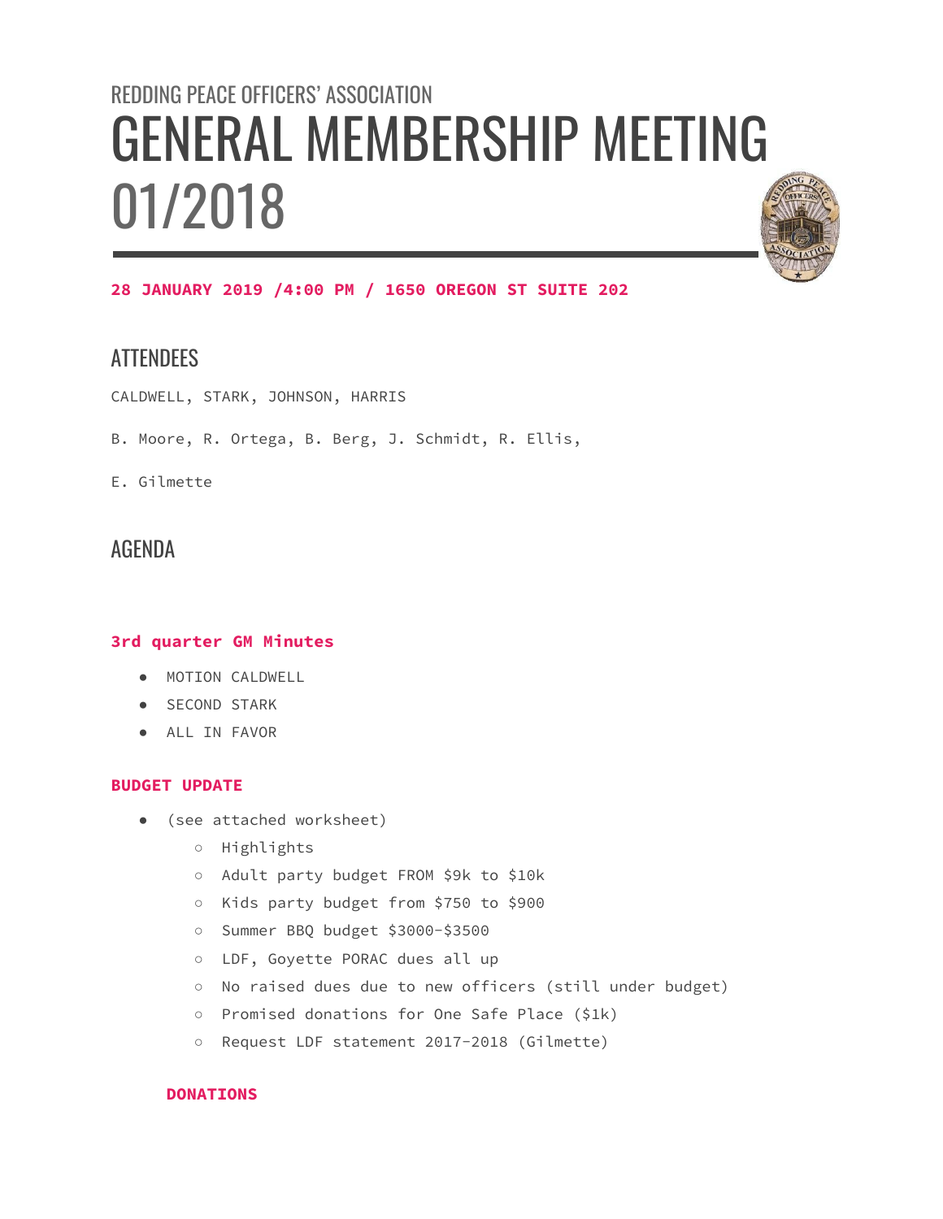REDDING PEACE OFFICERS' ASSOCIATION

# GENERAL MEMBERSHIP MEETING 01/2018

**28 JANUARY 2019 /4:00 PM / 1650 OREGON ST SUITE 202**

## ATTENDEES

CALDWELL, STARK, JOHNSON, HARRIS

B. Moore, R. Ortega, B. Berg, J. Schmidt, R. Ellis,

E. Gilmette

## AGENDA

### 3rd quarter GM Minutes

- MOTION CALDWELL
- SECOND STARK
- ALL IN FAVOR

### BUDGET UPDATE

- (see attached worksheet)
  - Highlights
  - Adult party budget FROM $9k to $10k
  - Kids party budget from $750 to $900
  - Summer BBQ budget $3000-$3500
  - LDF, Goyette PORAC dues all up
  - No raised dues due to new officers (still under budget)
  - Promised donations for One Safe Place ($1k)
  - Request LDF statement 2017-2018 (Gilmette)

#### DONATIONS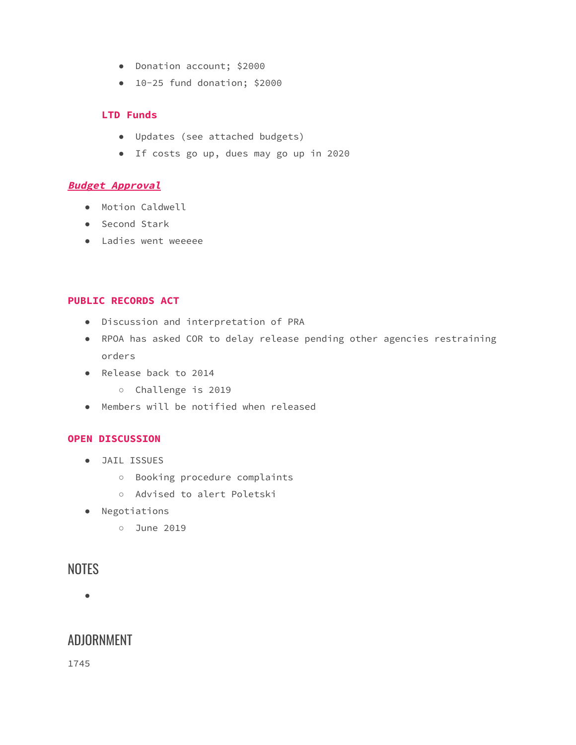- Donation account; $2000
- 10-25 fund donation; $2000

### LTD Funds

- Updates (see attached budgets)
- If costs go up, dues may go up in 2020

### ***Budget Approval***

- Motion Caldwell
- Second Stark
- Ladies went weeeee

### PUBLIC RECORDS ACT

- Discussion and interpretation of PRA
- RPOA has asked COR to delay release pending other agencies restraining orders
- Release back to 2014
  - Challenge is 2019
- Members will be notified when released

### OPEN DISCUSSION

- JAIL ISSUES
  - Booking procedure complaints
  - Advised to alert Poletski
- Negotiations
  - June 2019

## NOTES

- 

## ADJORNMENT

1745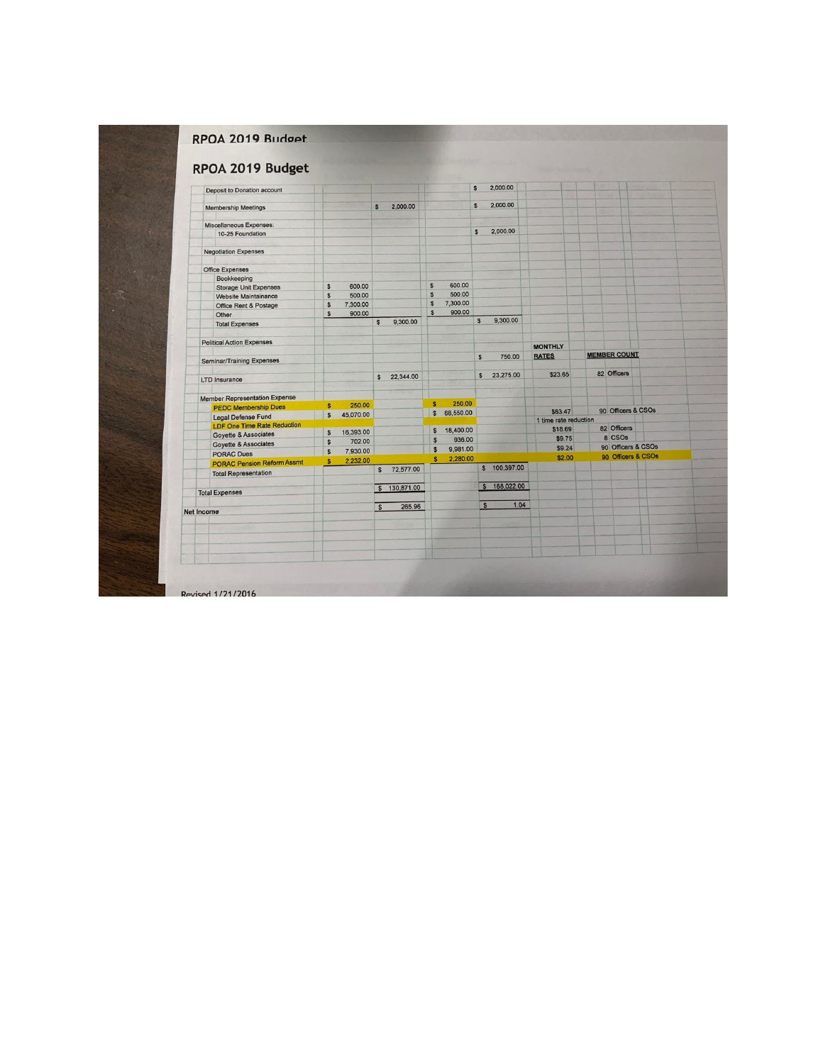## RPOA 2019 Budget

| | | | | | | | |
|---|---|---|---|---|---|---|---|
| Deposit to Donation account | | | | $ 2,000.00 | | | |
| Membership Meetings | | $ 2,000.00 | | $ 2,000.00 | | | |
| Miscellaneous Expenses: | | | | | | | |
| 10-25 Foundation | | | | $ 2,000.00 | | | |
| Negotiation Expenses | | | | | | | |
| Office Expenses | | | | | | | |
| Bookkeeping | | | | | | | |
| Storage Unit Expenses | $ 600.00 | | $ 600.00 | | | | |
| Website Maintainance | $ 500.00 | | $ 500.00 | | | | |
| Office Rent & Postage | $ 7,300.00 | | $ 7,300.00 | | | | |
| Other | $ 900.00 | | $ 900.00 | | | | |
| Total Expenses | | $ 9,300.00 | | $ 9,300.00 | | | |
| Political Action Expenses | | | | | **MONTHLY** | | |
| Seminar/Training Expenses | | | | $ 750.00 | **RATES** | **MEMBER COUNT** | |
| LTD Insurance | | $ 22,344.00 | | $ 23,275.00 | $23.65 | 82 | Officers |
| Member Representation Expense | | | | | | | |
| PEDC Membership Dues | $ 250.00 | | $ 250.00 | | | | |
| Legal Defense Fund | $ 45,070.00 | | $ 68,550.00 | | $63.47 | 90 | Officers & CSOs |
| LDF One Time Rate Reduction | | | | | 1 time rate reduction | | |
| Goyette & Associates | $ 16,393.00 | | $ 18,400.00 | | $18.69 | 82 | Officers |
| Goyette & Associates | $ 702.00 | | $ 936.00 | | $9.75 | 8 | CSOs |
| PORAC Dues | $ 7,930.00 | | $ 9,981.00 | | $9.24 | 90 | Officers & CSOs |
| PORAC Pension Reform Assmt | $ 2,232.00 | | $ 2,280.00 | | $2.00 | 90 | Officers & CSOs |
| Total Representation | | $ 72,577.00 | | $ 100,397.00 | | | |
| Total Expenses | | $ 130,871.00 | | $ 168,022.00 | | | |
| Net Income | | $ 265.96 | | $ 1.04 | | | |

Revised 1/21/2016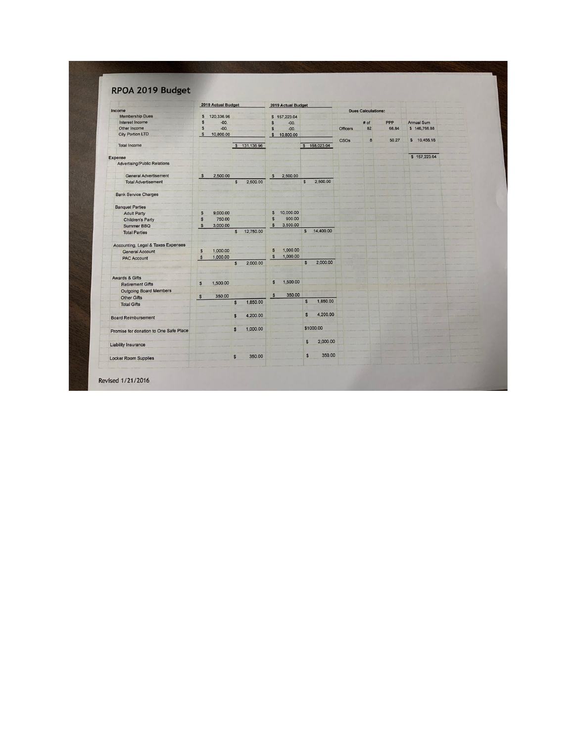# RPOA 2019 Budget

| | 2018 Actual Budget | | 2019 Actual Budget | | Dues Calculations: | | | |
|---|---|---|---|---|---|---|---|---|
| **Income** | | | | | | | | |
| Membership Dues | $ 120,336.96 | | $ 157,223.04 | | | | | |
| Interest Income | $ -00. | | $ -00. | | | # of | PPP | Annual Sum |
| Other Income | $ -00. | | $ -00. | | Officers | 82 | 66.84 | $ 146,766.88 |
| City Portion LTD | $ 10,800.00 | | $ 10,800.00 | | | | | |
| | | | | | CSOs | 8 | 50.27 | $ 10,456.16 |
| Total Income | | $ 131,136.96 | | $ 168,023.04 | | | | |
| | | | | | | | | $ 157,223.04 |
| **Expense** | | | | | | | | |
| Advertising/Public Relations | | | | | | | | |
| General Advertisement | $ 2,500.00 | | $ 2,500.00 | | | | | |
| Total Advertisement | | $ 2,500.00 | | $ 2,500.00 | | | | |
| Bank Service Charges | | | | | | | | |
| Banquet Parties | | | | | | | | |
| Adult Party | $ 9,000.00 | | $ 10,000.00 | | | | | |
| Children's Party | $ 750.00 | | $ 900.00 | | | | | |
| Summer BBQ | $ 3,000.00 | | $ 3,500.00 | | | | | |
| Total Parties | | $ 12,750.00 | | $ 14,400.00 | | | | |
| Accounting, Legal & Taxes Expenses | | | | | | | | |
| General Account | $ 1,000.00 | | $ 1,000.00 | | | | | |
| PAC Account | $ 1,000.00 | | $ 1,000.00 | | | | | |
| | | $ 2,000.00 | | $ 2,000.00 | | | | |
| Awards & Gifts | | | | | | | | |
| Retirement Gifts | $ 1,500.00 | | $ 1,500.00 | | | | | |
| Outgoing Board Members | | | | | | | | |
| Other Gifts | $ 350.00 | | $ 350.00 | | | | | |
| Total Gifts | | $ 1,850.00 | | $ 1,850.00 | | | | |
| Board Reimbursement | | $ 4,200.00 | | $ 4,200.00 | | | | |
| Promise for donation to One Safe Place | | $ 1,000.00 | | $1000.00 | | | | |
| Liability Insurance | | | | $ 2,000.00 | | | | |
| Locker Room Supplies | | $ 350.00 | | $ 350.00 | | | | |

Revised 1/21/2016